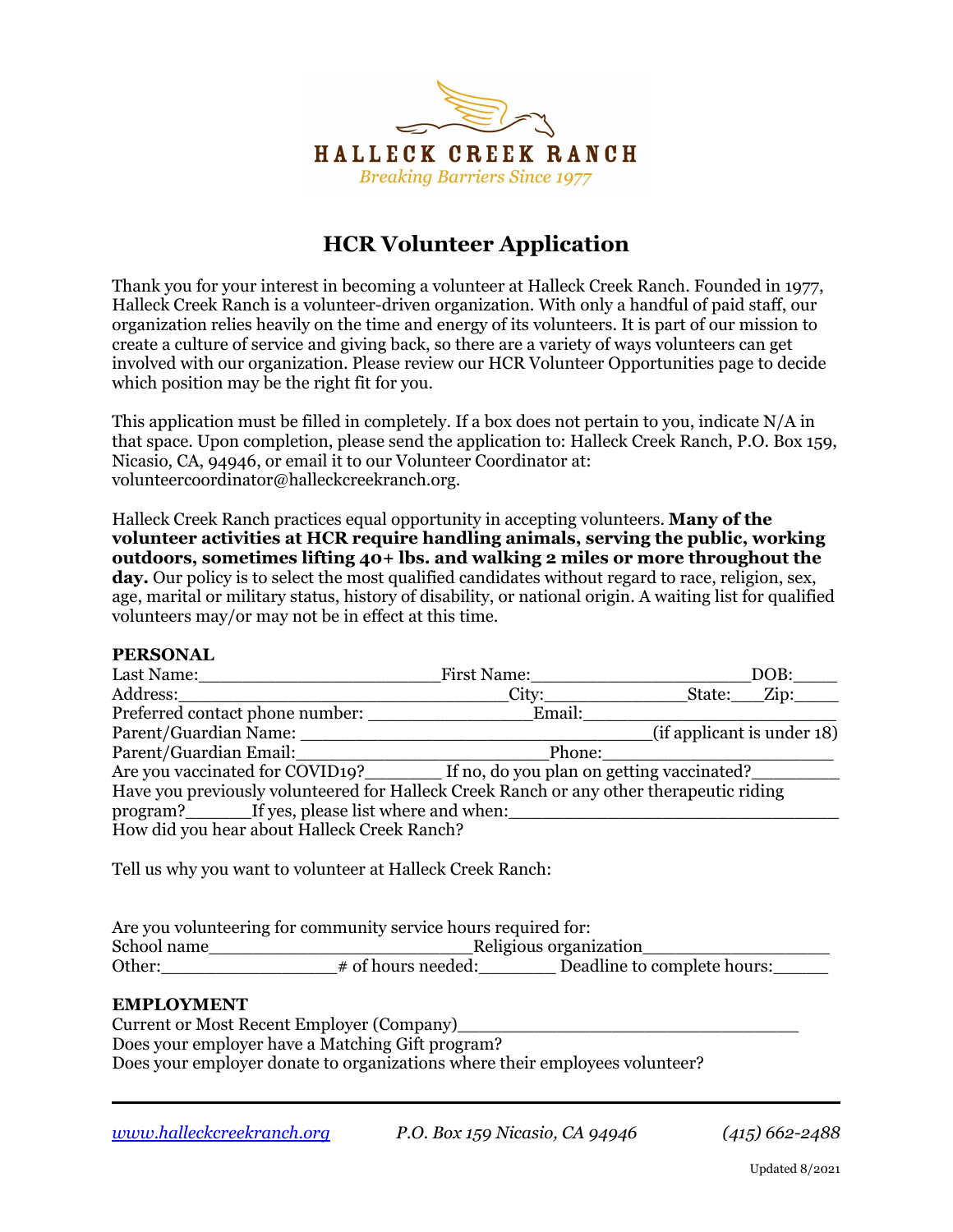HALLECK CREEK RANCH

*Breaking Barriers Since 1977*

# HCR Volunteer Application

Thank you for your interest in becoming a volunteer at Halleck Creek Ranch. Founded in 1977, Halleck Creek Ranch is a volunteer-driven organization. With only a handful of paid staff, our organization relies heavily on the time and energy of its volunteers. It is part of our mission to create a culture of service and giving back, so there are a variety of ways volunteers can get involved with our organization. Please review our HCR Volunteer Opportunities page to decide which position may be the right fit for you.

This application must be filled in completely. If a box does not pertain to you, indicate N/A in that space. Upon completion, please send the application to: Halleck Creek Ranch, P.O. Box 159, Nicasio, CA, 94946, or email it to our Volunteer Coordinator at: volunteercoordinator@halleckcreekranch.org.

Halleck Creek Ranch practices equal opportunity in accepting volunteers. **Many of the volunteer activities at HCR require handling animals, serving the public, working outdoors, sometimes lifting 40+ lbs. and walking 2 miles or more throughout the day.** Our policy is to select the most qualified candidates without regard to race, religion, sex, age, marital or military status, history of disability, or national origin. A waiting list for qualified volunteers may/or may not be in effect at this time.

**PERSONAL**

Last Name:______________________ First Name:____________________ DOB:____

Address:______________________________ City:_____________ State:___ Zip:_____

Preferred contact phone number: _______________ Email:_______________________

Parent/Guardian Name: _________________________________ (if applicant is under 18)

Parent/Guardian Email:________________________ Phone:______________________

Are you vaccinated for COVID19?_______ If no, do you plan on getting vaccinated?________

Have you previously volunteered for Halleck Creek Ranch or any other therapeutic riding program?______ If yes, please list where and when:_______________________________

How did you hear about Halleck Creek Ranch?

Tell us why you want to volunteer at Halleck Creek Ranch:

Are you volunteering for community service hours required for:

School name_________________________ Religious organization__________________

Other:________________ # of hours needed:_______ Deadline to complete hours:_____

**EMPLOYMENT**

Current or Most Recent Employer (Company)______________________________

Does your employer have a Matching Gift program?

Does your employer donate to organizations where their employees volunteer?

---

*www.halleckcreekranch.org* *P.O. Box 159 Nicasio, CA 94946* *(415) 662-2488*

Updated 8/2021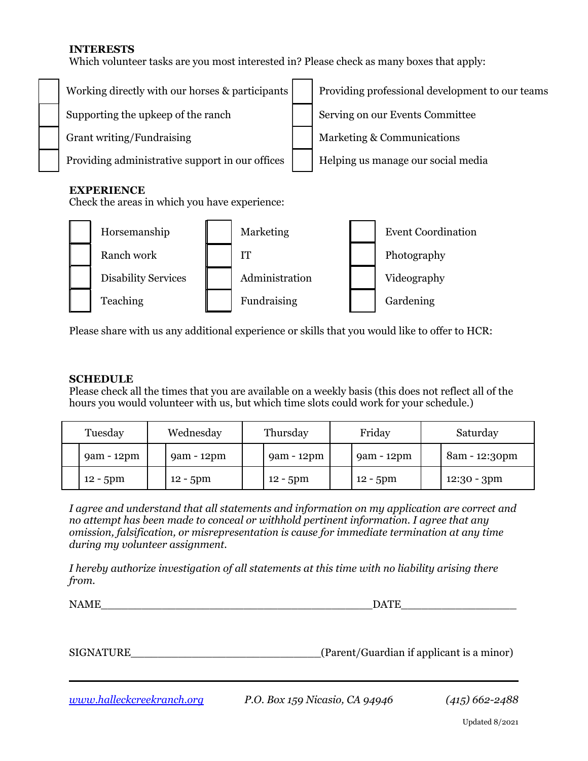**INTERESTS**

Which volunteer tasks are you most interested in? Please check as many boxes that apply:

- ☐ Working directly with our horses & participants
- ☐ Supporting the upkeep of the ranch
- ☐ Grant writing/Fundraising
- ☐ Providing administrative support in our offices
- ☐ Providing professional development to our teams
- ☐ Serving on our Events Committee
- ☐ Marketing & Communications
- ☐ Helping us manage our social media

**EXPERIENCE**

Check the areas in which you have experience:

- ☐ Horsemanship
- ☐ Ranch work
- ☐ Disability Services
- ☐ Teaching
- ☐ Marketing
- ☐ IT
- ☐ Administration
- ☐ Fundraising
- ☐ Event Coordination
- ☐ Photography
- ☐ Videography
- ☐ Gardening

Please share with us any additional experience or skills that you would like to offer to HCR:

**SCHEDULE**

Please check all the times that you are available on a weekly basis (this does not reflect all of the hours you would volunteer with us, but which time slots could work for your schedule.)

| Tuesday | | Wednesday | | Thursday | | Friday | | Saturday | |
|---|---|---|---|---|---|---|---|---|---|
| | 9am - 12pm | | 9am - 12pm | | 9am - 12pm | | 9am - 12pm | | 8am - 12:30pm |
| | 12 - 5pm | | 12 - 5pm | | 12 - 5pm | | 12 - 5pm | | 12:30 - 3pm |

*I agree and understand that all statements and information on my application are correct and no attempt has been made to conceal or withhold pertinent information. I agree that any omission, falsification, or misrepresentation is cause for immediate termination at any time during my volunteer assignment.*

*I hereby authorize investigation of all statements at this time with no liability arising there from.*

NAME\_\_\_\_\_\_\_\_\_\_\_\_\_\_\_\_\_\_\_\_\_\_\_\_\_\_\_\_\_\_\_\_\_\_\_\_\_\_\_\_\_\_\_\_DATE\_\_\_\_\_\_\_\_\_\_\_\_\_\_\_\_\_\_\_

SIGNATURE\_\_\_\_\_\_\_\_\_\_\_\_\_\_\_\_\_\_\_\_\_\_\_\_\_\_\_\_\_\_\_(Parent/Guardian if applicant is a minor)

*www.halleckcreekranch.org* *P.O. Box 159 Nicasio, CA 94946* *(415) 662-2488*

Updated 8/2021